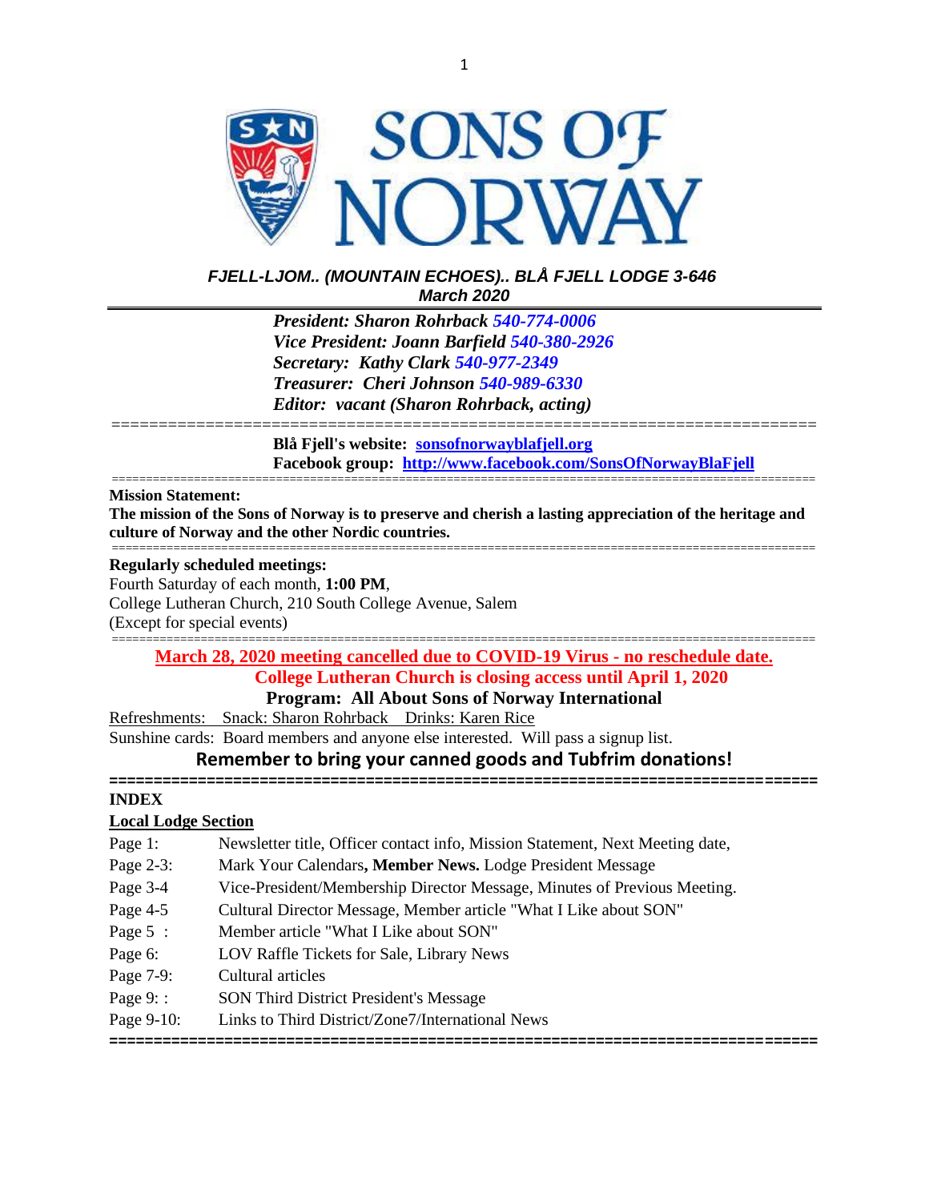# SONS OF NORWAY

***FJELL-LJOM.. (MOUNTAIN ECHOES).. BLÅ FJELL LODGE 3-646***
***March 2020***

---

***President: Sharon Rohrback 540-774-0006***
***Vice President: Joann Barfield 540-380-2926***
***Secretary: Kathy Clark 540-977-2349***
***Treasurer: Cheri Johnson 540-989-6330***
***Editor: vacant (Sharon Rohrback, acting)***

---

**Blå Fjell's website: [sonsofnorwayblafjell.org](sonsofnorwayblafjell.org)**
**Facebook group: [http://www.facebook.com/SonsOfNorwayBlaFjell](http://www.facebook.com/SonsOfNorwayBlaFjell)**

---

**Mission Statement:**
**The mission of the Sons of Norway is to preserve and cherish a lasting appreciation of the heritage and culture of Norway and the other Nordic countries.**

---

**Regularly scheduled meetings:**
Fourth Saturday of each month, **1:00 PM**,
College Lutheran Church, 210 South College Avenue, Salem
(Except for special events)

---

**March 28, 2020 meeting cancelled due to COVID-19 Virus - no reschedule date.**
**College Lutheran Church is closing access until April 1, 2020**
**Program: All About Sons of Norway International**
Refreshments: Snack: Sharon Rohrback Drinks: Karen Rice
Sunshine cards: Board members and anyone else interested. Will pass a signup list.
**Remember to bring your canned goods and Tubfrim donations!**

---

**INDEX**
**Local Lodge Section**

| | |
|---|---|
| Page 1: | Newsletter title, Officer contact info, Mission Statement, Next Meeting date, |
| Page 2-3: | Mark Your Calendars**, Member News.** Lodge President Message |
| Page 3-4 | Vice-President/Membership Director Message, Minutes of Previous Meeting. |
| Page 4-5 | Cultural Director Message, Member article "What I Like about SON" |
| Page 5 : | Member article "What I Like about SON" |
| Page 6: | LOV Raffle Tickets for Sale, Library News |
| Page 7-9: | Cultural articles |
| Page 9: : | SON Third District President's Message |
| Page 9-10: | Links to Third District/Zone7/International News |

---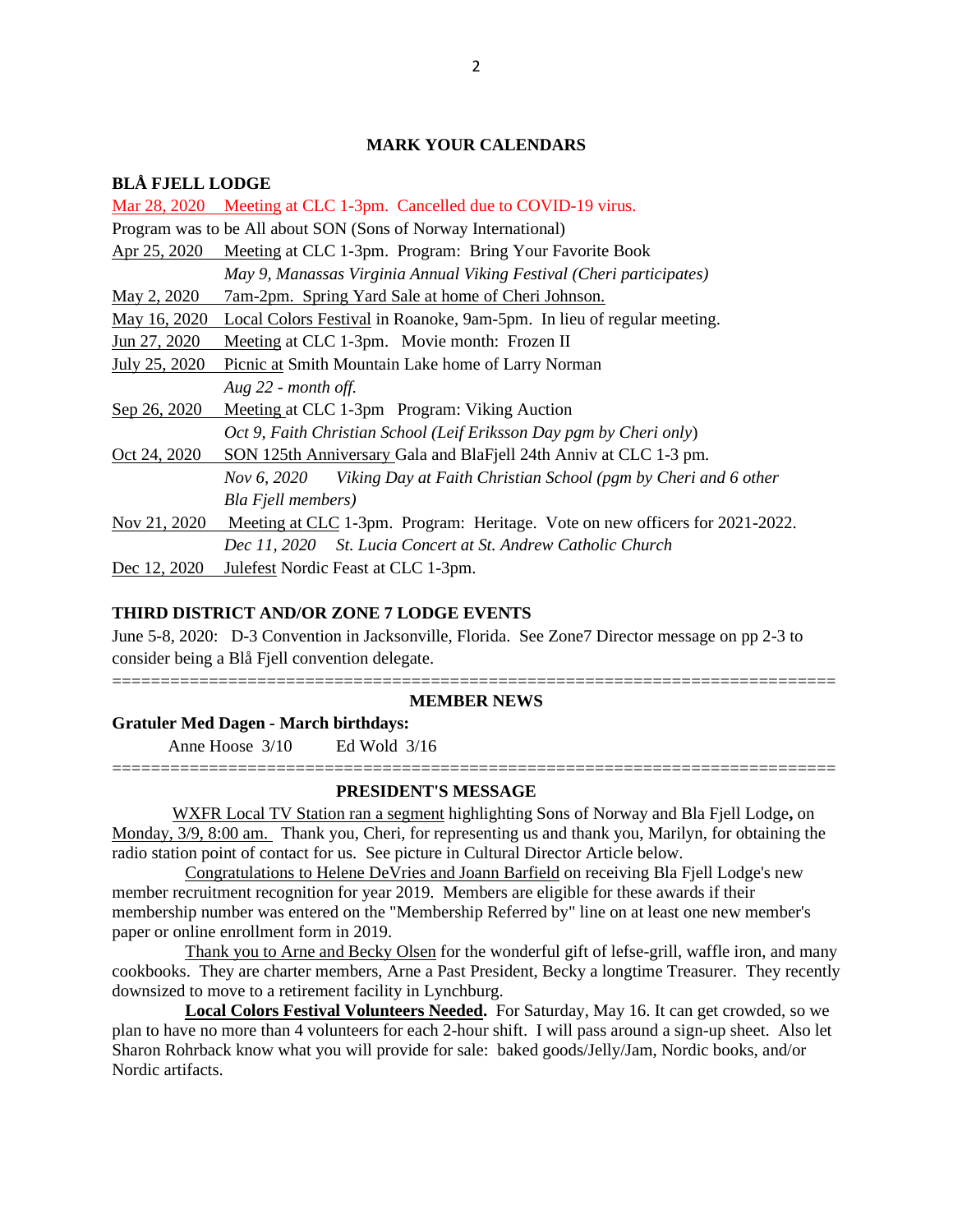## MARK YOUR CALENDARS

### BLÅ FJELL LODGE

Mar 28, 2020 Meeting at CLC 1-3pm. Cancelled due to COVID-19 virus.

Program was to be All about SON (Sons of Norway International)

Apr 25, 2020 Meeting at CLC 1-3pm. Program: Bring Your Favorite Book

*May 9, Manassas Virginia Annual Viking Festival (Cheri participates)*

May 2, 2020 7am-2pm. Spring Yard Sale at home of Cheri Johnson.

May 16, 2020 Local Colors Festival in Roanoke, 9am-5pm. In lieu of regular meeting.

Jun 27, 2020 Meeting at CLC 1-3pm. Movie month: Frozen II

July 25, 2020 Picnic at Smith Mountain Lake home of Larry Norman

*Aug 22 - month off.*

Sep 26, 2020 Meeting at CLC 1-3pm Program: Viking Auction

*Oct 9, Faith Christian School (Leif Eriksson Day pgm by Cheri only)*

Oct 24, 2020 SON 125th Anniversary Gala and BlaFjell 24th Anniv at CLC 1-3 pm.

*Nov 6, 2020 Viking Day at Faith Christian School (pgm by Cheri and 6 other Bla Fjell members)*

Nov 21, 2020 Meeting at CLC 1-3pm. Program: Heritage. Vote on new officers for 2021-2022.

*Dec 11, 2020 St. Lucia Concert at St. Andrew Catholic Church*

Dec 12, 2020 Julefest Nordic Feast at CLC 1-3pm.

### THIRD DISTRICT AND/OR ZONE 7 LODGE EVENTS

June 5-8, 2020: D-3 Convention in Jacksonville, Florida. See Zone7 Director message on pp 2-3 to consider being a Blå Fjell convention delegate.

---

## MEMBER NEWS

**Gratuler Med Dagen - March birthdays:**

Anne Hoose 3/10 Ed Wold 3/16

---

## PRESIDENT'S MESSAGE

WXFR Local TV Station ran a segment highlighting Sons of Norway and Bla Fjell Lodge**,** on Monday, 3/9, 8:00 am. Thank you, Cheri, for representing us and thank you, Marilyn, for obtaining the radio station point of contact for us. See picture in Cultural Director Article below.

Congratulations to Helene DeVries and Joann Barfield on receiving Bla Fjell Lodge's new member recruitment recognition for year 2019. Members are eligible for these awards if their membership number was entered on the "Membership Referred by" line on at least one new member's paper or online enrollment form in 2019.

Thank you to Arne and Becky Olsen for the wonderful gift of lefse-grill, waffle iron, and many cookbooks. They are charter members, Arne a Past President, Becky a longtime Treasurer. They recently downsized to move to a retirement facility in Lynchburg.

**Local Colors Festival Volunteers Needed.** For Saturday, May 16. It can get crowded, so we plan to have no more than 4 volunteers for each 2-hour shift. I will pass around a sign-up sheet. Also let Sharon Rohrback know what you will provide for sale: baked goods/Jelly/Jam, Nordic books, and/or Nordic artifacts.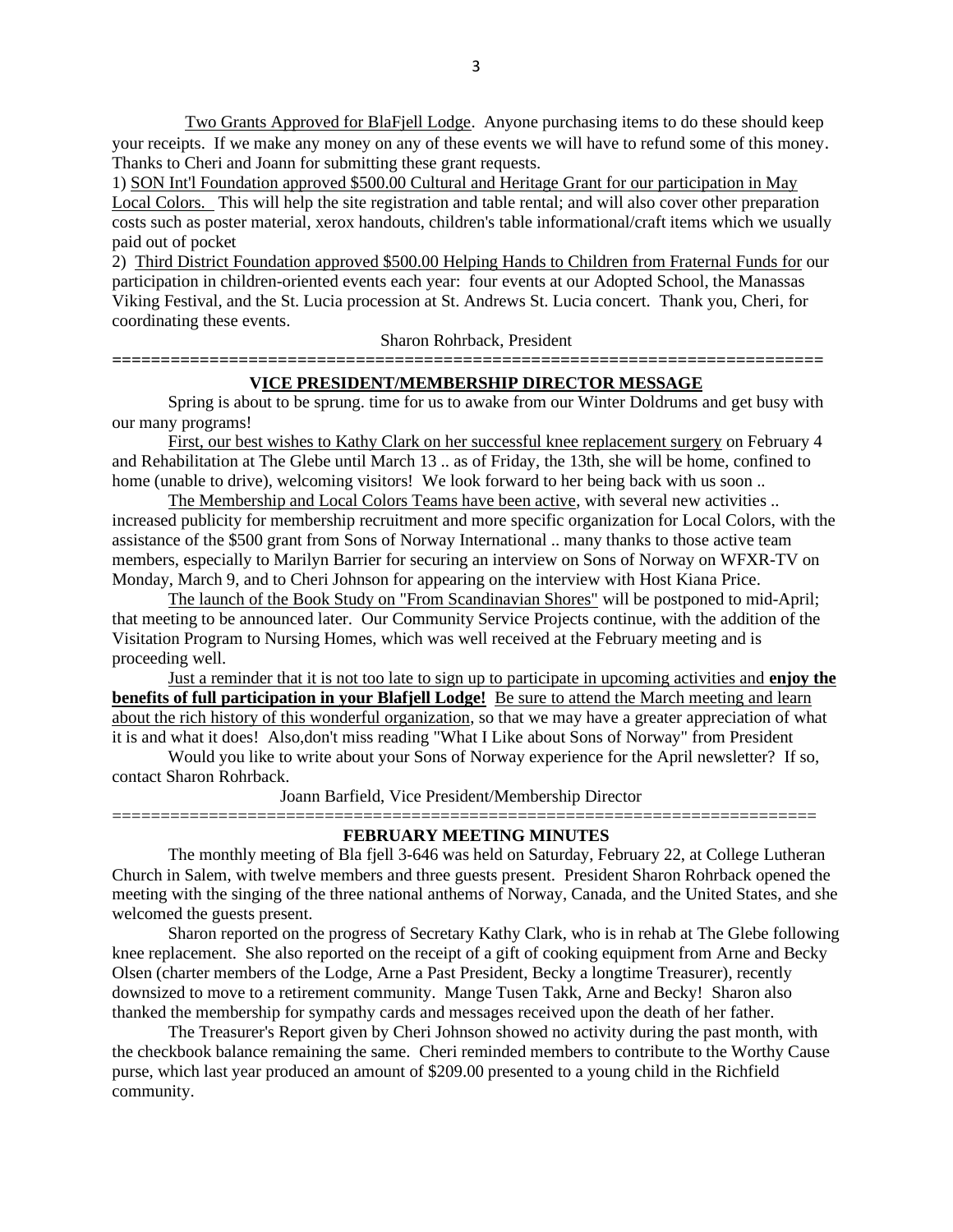Two Grants Approved for BlaFjell Lodge. Anyone purchasing items to do these should keep your receipts. If we make any money on any of these events we will have to refund some of this money. Thanks to Cheri and Joann for submitting these grant requests.

1) SON Int'l Foundation approved $500.00 Cultural and Heritage Grant for our participation in May Local Colors. This will help the site registration and table rental; and will also cover other preparation costs such as poster material, xerox handouts, children's table informational/craft items which we usually paid out of pocket

2) Third District Foundation approved $500.00 Helping Hands to Children from Fraternal Funds for our participation in children-oriented events each year: four events at our Adopted School, the Manassas Viking Festival, and the St. Lucia procession at St. Andrews St. Lucia concert. Thank you, Cheri, for coordinating these events.

Sharon Rohrback, President

==========================================================================

## VICE PRESIDENT/MEMBERSHIP DIRECTOR MESSAGE

Spring is about to be sprung. time for us to awake from our Winter Doldrums and get busy with our many programs!

First, our best wishes to Kathy Clark on her successful knee replacement surgery on February 4 and Rehabilitation at The Glebe until March 13 .. as of Friday, the 13th, she will be home, confined to home (unable to drive), welcoming visitors! We look forward to her being back with us soon ..

The Membership and Local Colors Teams have been active, with several new activities .. increased publicity for membership recruitment and more specific organization for Local Colors, with the assistance of the $500 grant from Sons of Norway International .. many thanks to those active team members, especially to Marilyn Barrier for securing an interview on Sons of Norway on WFXR-TV on Monday, March 9, and to Cheri Johnson for appearing on the interview with Host Kiana Price.

The launch of the Book Study on "From Scandinavian Shores" will be postponed to mid-April; that meeting to be announced later. Our Community Service Projects continue, with the addition of the Visitation Program to Nursing Homes, which was well received at the February meeting and is proceeding well.

Just a reminder that it is not too late to sign up to participate in upcoming activities and **enjoy the benefits of full participation in your Blafjell Lodge!** Be sure to attend the March meeting and learn about the rich history of this wonderful organization, so that we may have a greater appreciation of what it is and what it does! Also,don't miss reading "What I Like about Sons of Norway" from President

Would you like to write about your Sons of Norway experience for the April newsletter? If so, contact Sharon Rohrback.

Joann Barfield, Vice President/Membership Director

==========================================================================

## FEBRUARY MEETING MINUTES

The monthly meeting of Bla fjell 3-646 was held on Saturday, February 22, at College Lutheran Church in Salem, with twelve members and three guests present. President Sharon Rohrback opened the meeting with the singing of the three national anthems of Norway, Canada, and the United States, and she welcomed the guests present.

Sharon reported on the progress of Secretary Kathy Clark, who is in rehab at The Glebe following knee replacement. She also reported on the receipt of a gift of cooking equipment from Arne and Becky Olsen (charter members of the Lodge, Arne a Past President, Becky a longtime Treasurer), recently downsized to move to a retirement community. Mange Tusen Takk, Arne and Becky! Sharon also thanked the membership for sympathy cards and messages received upon the death of her father.

The Treasurer's Report given by Cheri Johnson showed no activity during the past month, with the checkbook balance remaining the same. Cheri reminded members to contribute to the Worthy Cause purse, which last year produced an amount of $209.00 presented to a young child in the Richfield community.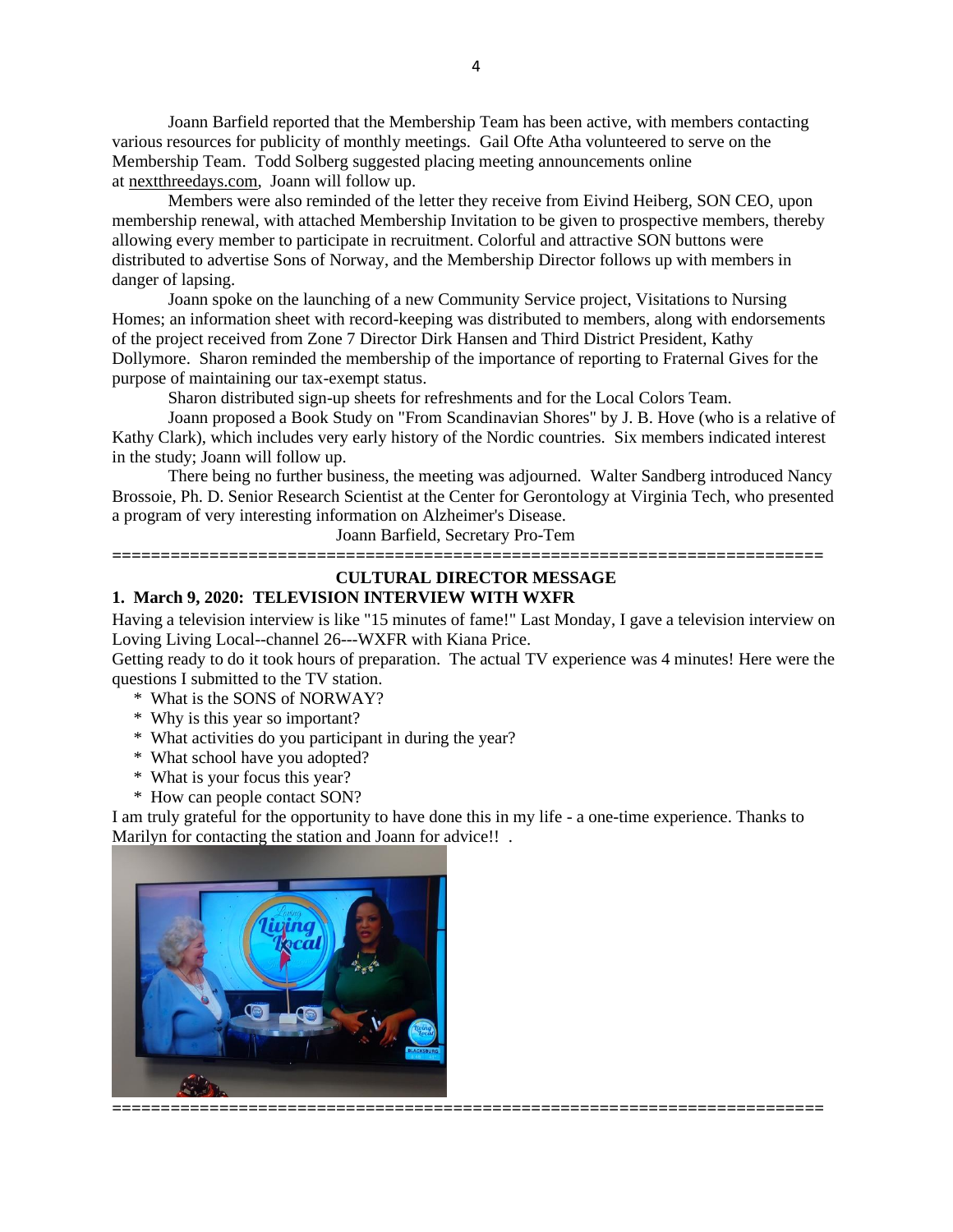Joann Barfield reported that the Membership Team has been active, with members contacting various resources for publicity of monthly meetings. Gail Ofte Atha volunteered to serve on the Membership Team. Todd Solberg suggested placing meeting announcements online at nextthreedays.com, Joann will follow up.

Members were also reminded of the letter they receive from Eivind Heiberg, SON CEO, upon membership renewal, with attached Membership Invitation to be given to prospective members, thereby allowing every member to participate in recruitment. Colorful and attractive SON buttons were distributed to advertise Sons of Norway, and the Membership Director follows up with members in danger of lapsing.

Joann spoke on the launching of a new Community Service project, Visitations to Nursing Homes; an information sheet with record-keeping was distributed to members, along with endorsements of the project received from Zone 7 Director Dirk Hansen and Third District President, Kathy Dollymore. Sharon reminded the membership of the importance of reporting to Fraternal Gives for the purpose of maintaining our tax-exempt status.

Sharon distributed sign-up sheets for refreshments and for the Local Colors Team.

Joann proposed a Book Study on "From Scandinavian Shores" by J. B. Hove (who is a relative of Kathy Clark), which includes very early history of the Nordic countries. Six members indicated interest in the study; Joann will follow up.

There being no further business, the meeting was adjourned. Walter Sandberg introduced Nancy Brossoie, Ph. D. Senior Research Scientist at the Center for Gerontology at Virginia Tech, who presented a program of very interesting information on Alzheimer's Disease.

Joann Barfield, Secretary Pro-Tem

========================================================================

## CULTURAL DIRECTOR MESSAGE

### 1. March 9, 2020: TELEVISION INTERVIEW WITH WXFR

Having a television interview is like "15 minutes of fame!" Last Monday, I gave a television interview on Loving Living Local--channel 26---WXFR with Kiana Price.

Getting ready to do it took hours of preparation. The actual TV experience was 4 minutes! Here were the questions I submitted to the TV station.

* What is the SONS of NORWAY?
* Why is this year so important?
* What activities do you participant in during the year?
* What school have you adopted?
* What is your focus this year?
* How can people contact SON?

I am truly grateful for the opportunity to have done this in my life - a one-time experience. Thanks to Marilyn for contacting the station and Joann for advice!! .

========================================================================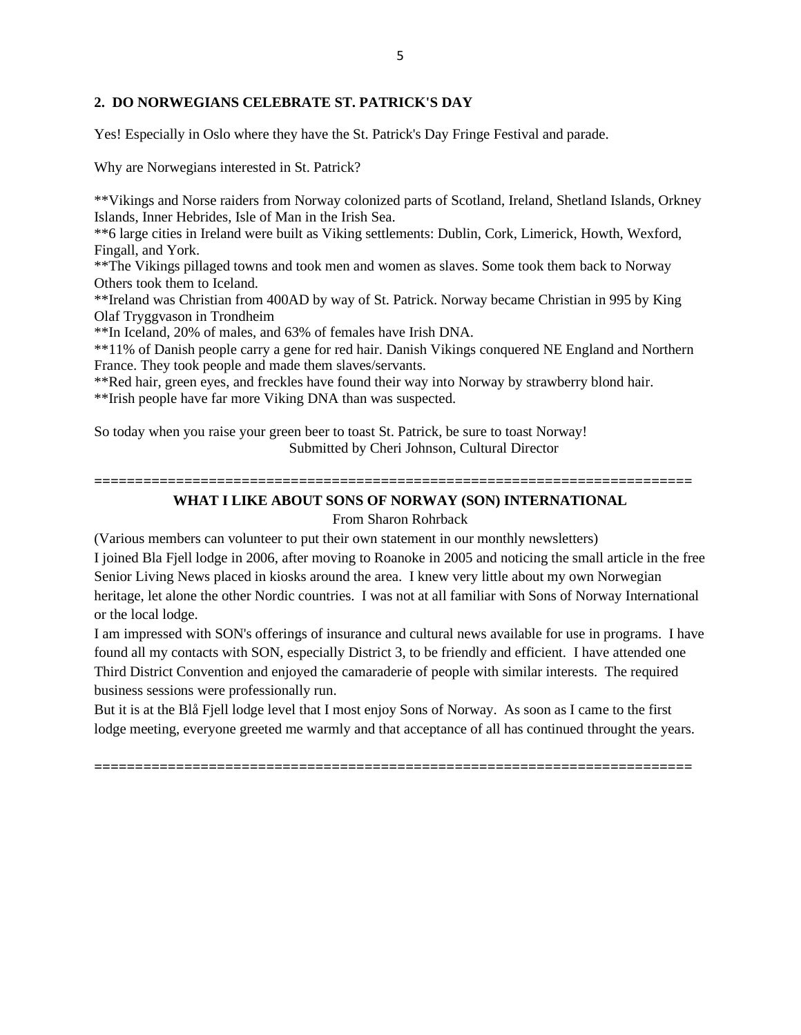## 2. DO NORWEGIANS CELEBRATE ST. PATRICK'S DAY

Yes! Especially in Oslo where they have the St. Patrick's Day Fringe Festival and parade.

Why are Norwegians interested in St. Patrick?

**Vikings and Norse raiders from Norway colonized parts of Scotland, Ireland, Shetland Islands, Orkney Islands, Inner Hebrides, Isle of Man in the Irish Sea.
**6 large cities in Ireland were built as Viking settlements: Dublin, Cork, Limerick, Howth, Wexford, Fingall, and York.
**The Vikings pillaged towns and took men and women as slaves. Some took them back to Norway Others took them to Iceland.
**Ireland was Christian from 400AD by way of St. Patrick. Norway became Christian in 995 by King Olaf Tryggvason in Trondheim
**In Iceland, 20% of males, and 63% of females have Irish DNA.
**11% of Danish people carry a gene for red hair. Danish Vikings conquered NE England and Northern France. They took people and made them slaves/servants.
**Red hair, green eyes, and freckles have found their way into Norway by strawberry blond hair.
**Irish people have far more Viking DNA than was suspected.

So today when you raise your green beer to toast St. Patrick, be sure to toast Norway!

Submitted by Cheri Johnson, Cultural Director

=========================================================================

## WHAT I LIKE ABOUT SONS OF NORWAY (SON) INTERNATIONAL

From Sharon Rohrback

(Various members can volunteer to put their own statement in our monthly newsletters)

I joined Bla Fjell lodge in 2006, after moving to Roanoke in 2005 and noticing the small article in the free Senior Living News placed in kiosks around the area. I knew very little about my own Norwegian heritage, let alone the other Nordic countries. I was not at all familiar with Sons of Norway International or the local lodge.

I am impressed with SON's offerings of insurance and cultural news available for use in programs. I have found all my contacts with SON, especially District 3, to be friendly and efficient. I have attended one Third District Convention and enjoyed the camaraderie of people with similar interests. The required business sessions were professionally run.

But it is at the Blå Fjell lodge level that I most enjoy Sons of Norway. As soon as I came to the first lodge meeting, everyone greeted me warmly and that acceptance of all has continued throught the years.

=========================================================================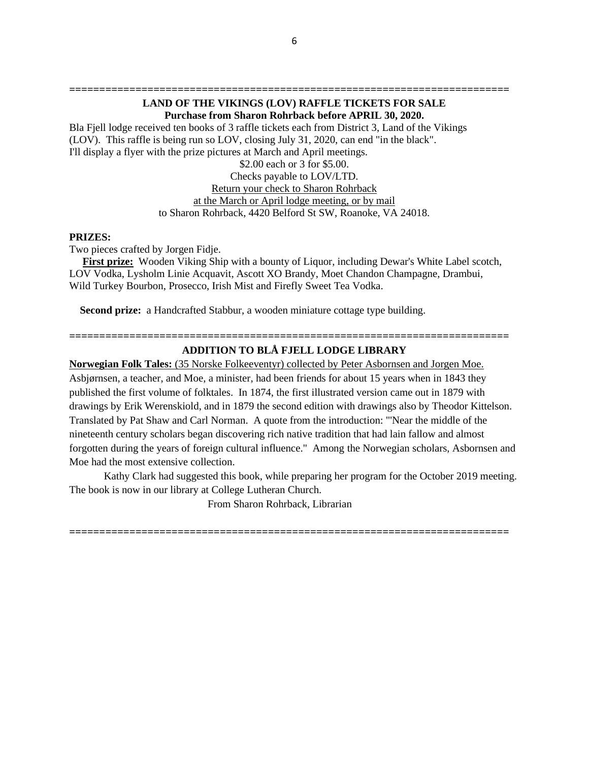---

**LAND OF THE VIKINGS (LOV) RAFFLE TICKETS FOR SALE**
**Purchase from Sharon Rohrback before APRIL 30, 2020.**

Bla Fjell lodge received ten books of 3 raffle tickets each from District 3, Land of the Vikings (LOV). This raffle is being run so LOV, closing July 31, 2020, can end "in the black".
I'll display a flyer with the prize pictures at March and April meetings.

$2.00 each or 3 for $5.00.
Checks payable to LOV/LTD.
Return your check to Sharon Rohrback
at the March or April lodge meeting, or by mail
to Sharon Rohrback, 4420 Belford St SW, Roanoke, VA 24018.

**PRIZES:**

Two pieces crafted by Jorgen Fidje.

**First prize:** Wooden Viking Ship with a bounty of Liquor, including Dewar's White Label scotch, LOV Vodka, Lysholm Linie Acquavit, Ascott XO Brandy, Moet Chandon Champagne, Drambui, Wild Turkey Bourbon, Prosecco, Irish Mist and Firefly Sweet Tea Vodka.

**Second prize:** a Handcrafted Stabbur, a wooden miniature cottage type building.

---

**ADDITION TO BLÅ FJELL LODGE LIBRARY**

**Norwegian Folk Tales:** (35 Norske Folkeeventyr) collected by Peter Asbornsen and Jorgen Moe.
Asbjørnsen, a teacher, and Moe, a minister, had been friends for about 15 years when in 1843 they published the first volume of folktales. In 1874, the first illustrated version came out in 1879 with drawings by Erik Werenskiold, and in 1879 the second edition with drawings also by Theodor Kittelson. Translated by Pat Shaw and Carl Norman. A quote from the introduction: "'Near the middle of the nineteenth century scholars began discovering rich native tradition that had lain fallow and almost forgotten during the years of foreign cultural influence." Among the Norwegian scholars, Asbornsen and Moe had the most extensive collection.

Kathy Clark had suggested this book, while preparing her program for the October 2019 meeting. The book is now in our library at College Lutheran Church.

From Sharon Rohrback, Librarian

---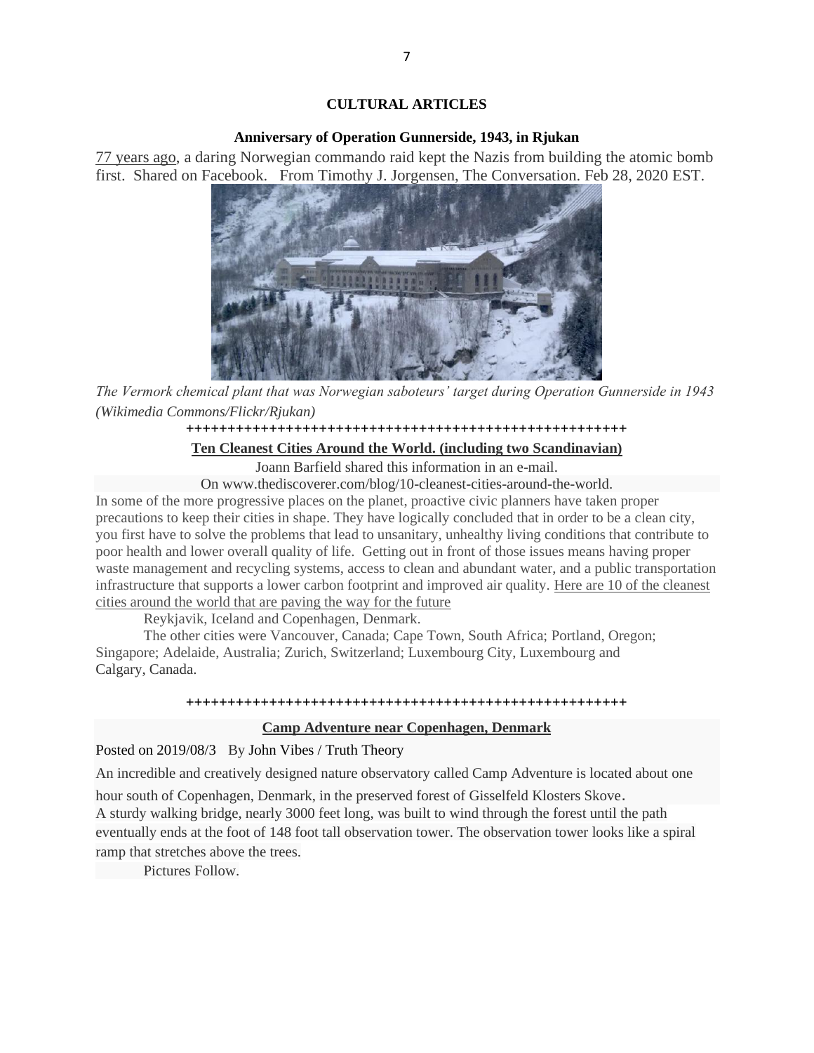## CULTURAL ARTICLES

### Anniversary of Operation Gunnerside, 1943, in Rjukan

77 years ago, a daring Norwegian commando raid kept the Nazis from building the atomic bomb first. Shared on Facebook. From Timothy J. Jorgensen, The Conversation. Feb 28, 2020 EST.

*The Vermork chemical plant that was Norwegian saboteurs' target during Operation Gunnerside in 1943 (Wikimedia Commons/Flickr/Rjukan)*

+++++++++++++++++++++++++++++++++++++++++++++++++++++++

### Ten Cleanest Cities Around the World. (including two Scandinavian)

Joann Barfield shared this information in an e-mail.

On www.thediscoverer.com/blog/10-cleanest-cities-around-the-world.

In some of the more progressive places on the planet, proactive civic planners have taken proper precautions to keep their cities in shape. They have logically concluded that in order to be a clean city, you first have to solve the problems that lead to unsanitary, unhealthy living conditions that contribute to poor health and lower overall quality of life. Getting out in front of those issues means having proper waste management and recycling systems, access to clean and abundant water, and a public transportation infrastructure that supports a lower carbon footprint and improved air quality. Here are 10 of the cleanest cities around the world that are paving the way for the future

Reykjavik, Iceland and Copenhagen, Denmark.

The other cities were Vancouver, Canada; Cape Town, South Africa; Portland, Oregon; Singapore; Adelaide, Australia; Zurich, Switzerland; Luxembourg City, Luxembourg and Calgary, Canada.

+++++++++++++++++++++++++++++++++++++++++++++++++++++++

### Camp Adventure near Copenhagen, Denmark

Posted on 2019/08/3 By John Vibes / Truth Theory

An incredible and creatively designed nature observatory called Camp Adventure is located about one hour south of Copenhagen, Denmark, in the preserved forest of Gisselfeld Klosters Skove.

A sturdy walking bridge, nearly 3000 feet long, was built to wind through the forest until the path eventually ends at the foot of 148 foot tall observation tower. The observation tower looks like a spiral ramp that stretches above the trees.

Pictures Follow.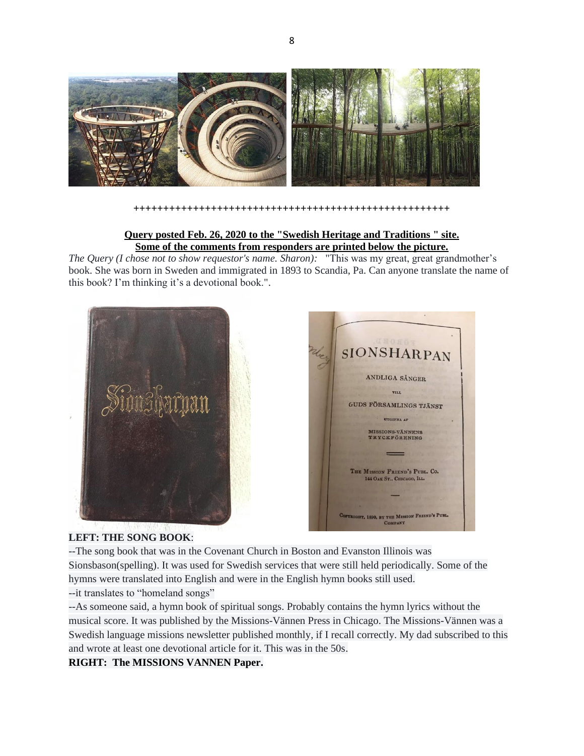++++++++++++++++++++++++++++++++++++++++++++++++++++++++

**Query posted Feb. 26, 2020 to the "Swedish Heritage and Traditions " site.**
**Some of the comments from responders are printed below the picture.**

*The Query (I chose not to show requestor's name. Sharon):* "This was my great, great grandmother's book. She was born in Sweden and immigrated in 1893 to Scandia, Pa. Can anyone translate the name of this book? I'm thinking it's a devotional book.".

**LEFT: THE SONG BOOK**:

--The song book that was in the Covenant Church in Boston and Evanston Illinois was Sionsbason(spelling). It was used for Swedish services that were still held periodically. Some of the hymns were translated into English and were in the English hymn books still used.

--it translates to "homeland songs"

--As someone said, a hymn book of spiritual songs. Probably contains the hymn lyrics without the musical score. It was published by the Missions-Vännen Press in Chicago. The Missions-Vännen was a Swedish language missions newsletter published monthly, if I recall correctly. My dad subscribed to this and wrote at least one devotional article for it. This was in the 50s.

**RIGHT: The MISSIONS VANNEN Paper.**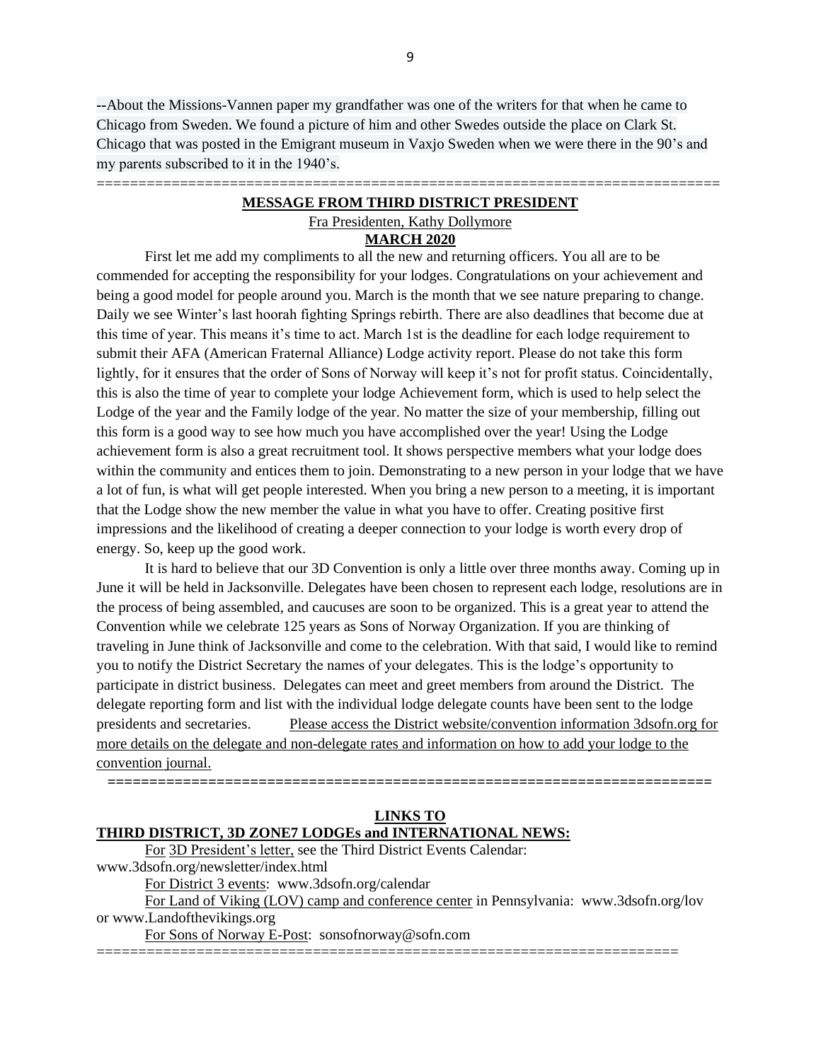--About the Missions-Vannen paper my grandfather was one of the writers for that when he came to Chicago from Sweden. We found a picture of him and other Swedes outside the place on Clark St. Chicago that was posted in the Emigrant museum in Vaxjo Sweden when we were there in the 90's and my parents subscribed to it in the 1940's.

==========================================================================

## MESSAGE FROM THIRD DISTRICT PRESIDENT

Fra Presidenten, Kathy Dollymore

**MARCH 2020**

First let me add my compliments to all the new and returning officers. You all are to be commended for accepting the responsibility for your lodges. Congratulations on your achievement and being a good model for people around you. March is the month that we see nature preparing to change. Daily we see Winter's last hoorah fighting Springs rebirth. There are also deadlines that become due at this time of year. This means it's time to act. March 1st is the deadline for each lodge requirement to submit their AFA (American Fraternal Alliance) Lodge activity report. Please do not take this form lightly, for it ensures that the order of Sons of Norway will keep it's not for profit status. Coincidentally, this is also the time of year to complete your lodge Achievement form, which is used to help select the Lodge of the year and the Family lodge of the year. No matter the size of your membership, filling out this form is a good way to see how much you have accomplished over the year! Using the Lodge achievement form is also a great recruitment tool. It shows perspective members what your lodge does within the community and entices them to join. Demonstrating to a new person in your lodge that we have a lot of fun, is what will get people interested. When you bring a new person to a meeting, it is important that the Lodge show the new member the value in what you have to offer. Creating positive first impressions and the likelihood of creating a deeper connection to your lodge is worth every drop of energy. So, keep up the good work.

It is hard to believe that our 3D Convention is only a little over three months away. Coming up in June it will be held in Jacksonville. Delegates have been chosen to represent each lodge, resolutions are in the process of being assembled, and caucuses are soon to be organized. This is a great year to attend the Convention while we celebrate 125 years as Sons of Norway Organization. If you are thinking of traveling in June think of Jacksonville and come to the celebration. With that said, I would like to remind you to notify the District Secretary the names of your delegates. This is the lodge's opportunity to participate in district business. Delegates can meet and greet members from around the District. The delegate reporting form and list with the individual lodge delegate counts have been sent to the lodge presidents and secretaries. Please access the District website/convention information 3dsofn.org for more details on the delegate and non-delegate rates and information on how to add your lodge to the convention journal.

==========================================================================

## LINKS TO THIRD DISTRICT, 3D ZONE7 LODGEs and INTERNATIONAL NEWS:

For 3D President's letter, see the Third District Events Calendar: www.3dsofn.org/newsletter/index.html

For District 3 events: www.3dsofn.org/calendar

For Land of Viking (LOV) camp and conference center in Pennsylvania: www.3dsofn.org/lov or www.Landofthevikings.org

For Sons of Norway E-Post: sonsofnorway@sofn.com

==========================================================================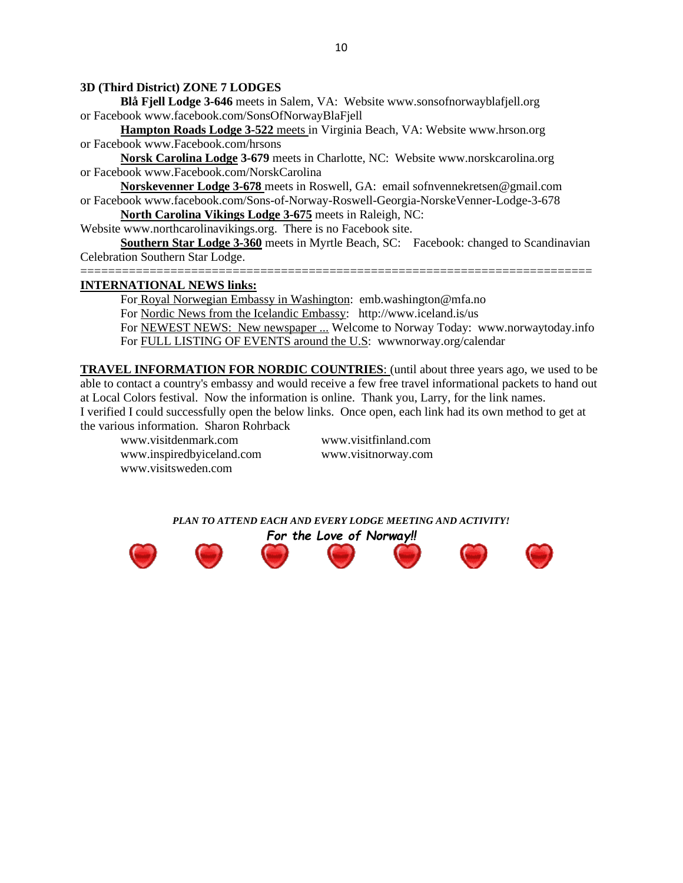**3D (Third District) ZONE 7 LODGES**

**Blå Fjell Lodge 3-646** meets in Salem, VA: Website www.sonsofnorwayblafjell.org or Facebook www.facebook.com/SonsOfNorwayBlaFjell

**Hampton Roads Lodge 3-522** meets in Virginia Beach, VA: Website www.hrson.org or Facebook www.Facebook.com/hrsons

**Norsk Carolina Lodge 3-679** meets in Charlotte, NC: Website www.norskcarolina.org or Facebook www.Facebook.com/NorskCarolina

**Norskevenner Lodge 3-678** meets in Roswell, GA: email sofnvennekretsen@gmail.com or Facebook www.facebook.com/Sons-of-Norway-Roswell-Georgia-NorskeVenner-Lodge-3-678

**North Carolina Vikings Lodge 3-675** meets in Raleigh, NC: Website www.northcarolinavikings.org. There is no Facebook site.

**Southern Star Lodge 3-360** meets in Myrtle Beach, SC: Facebook: changed to Scandinavian Celebration Southern Star Lodge.

==========================================================================

**INTERNATIONAL NEWS links:**

For Royal Norwegian Embassy in Washington: emb.washington@mfa.no
For Nordic News from the Icelandic Embassy: http://www.iceland.is/us
For NEWEST NEWS: New newspaper ... Welcome to Norway Today: www.norwaytoday.info
For FULL LISTING OF EVENTS around the U.S: wwwnorway.org/calendar

**TRAVEL INFORMATION FOR NORDIC COUNTRIES**: (until about three years ago, we used to be able to contact a country's embassy and would receive a few free travel informational packets to hand out at Local Colors festival. Now the information is online. Thank you, Larry, for the link names.
I verified I could successfully open the below links. Once open, each link had its own method to get at the various information. Sharon Rohrback

www.visitdenmark.com
www.visitfinland.com
www.inspiredbyiceland.com
www.visitnorway.com
www.visitsweden.com

***PLAN TO ATTEND EACH AND EVERY LODGE MEETING AND ACTIVITY!***

***For the Love of Norway!!***